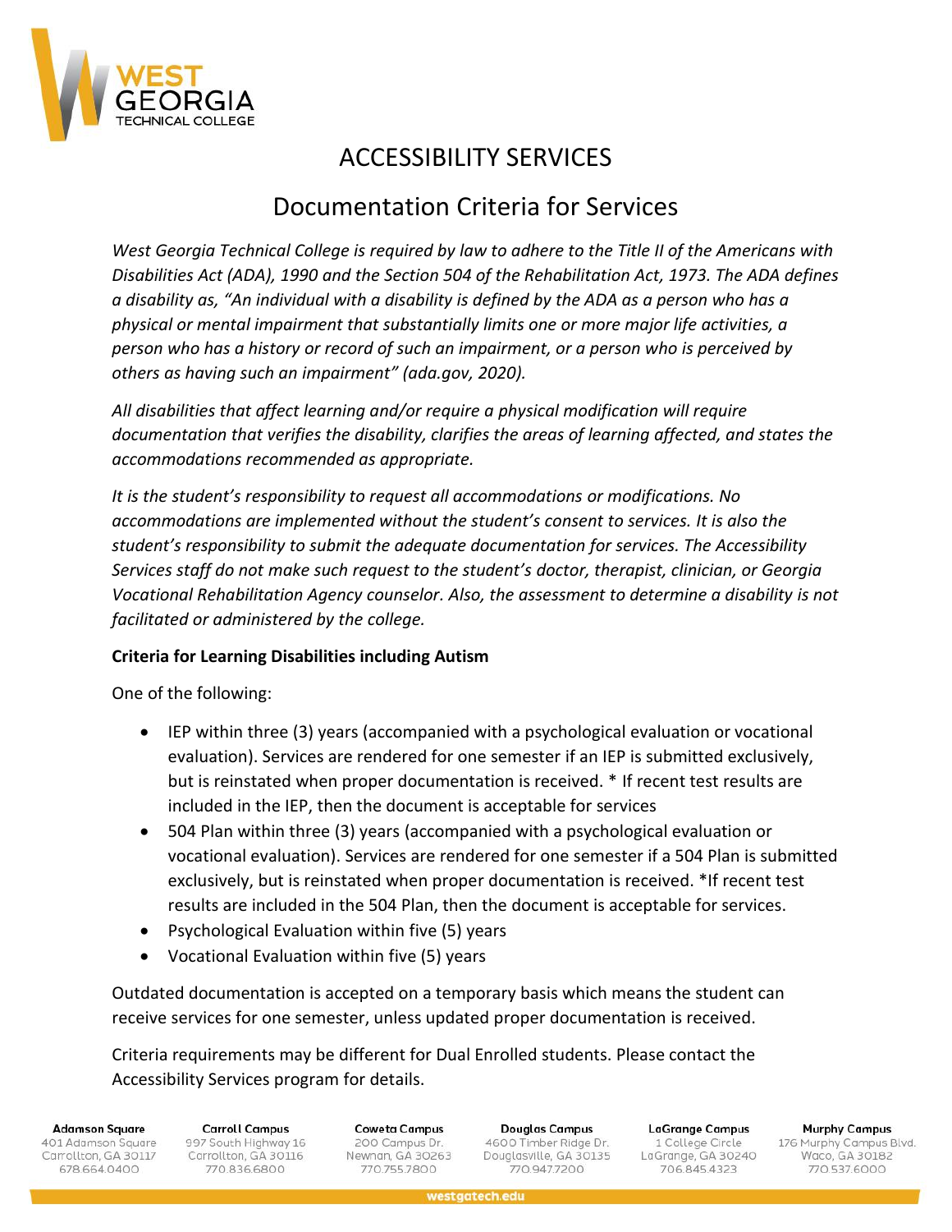# ACCESSIBILITY SERVICES

## Documentation Criteria for Services

*West Georgia Technical College is required by law to adhere to the Title II of the Americans with Disabilities Act (ADA), 1990 and the Section 504 of the Rehabilitation Act, 1973. The ADA defines a disability as, "An individual with a disability is defined by the ADA as a person who has a physical or mental impairment that substantially limits one or more major life activities, a person who has a history or record of such an impairment, or a person who is perceived by others as having such an impairment" (ada.gov, 2020).*

*All disabilities that affect learning and/or require a physical modification will require documentation that verifies the disability, clarifies the areas of learning affected, and states the accommodations recommended as appropriate.*

*It is the student's responsibility to request all accommodations or modifications. No accommodations are implemented without the student's consent to services. It is also the student's responsibility to submit the adequate documentation for services. The Accessibility Services staff do not make such request to the student's doctor, therapist, clinician, or Georgia Vocational Rehabilitation Agency counselor. Also, the assessment to determine a disability is not facilitated or administered by the college.*

**Criteria for Learning Disabilities including Autism**

One of the following:

- IEP within three (3) years (accompanied with a psychological evaluation or vocational evaluation). Services are rendered for one semester if an IEP is submitted exclusively, but is reinstated when proper documentation is received. * If recent test results are included in the IEP, then the document is acceptable for services
- 504 Plan within three (3) years (accompanied with a psychological evaluation or vocational evaluation). Services are rendered for one semester if a 504 Plan is submitted exclusively, but is reinstated when proper documentation is received. *If recent test results are included in the 504 Plan, then the document is acceptable for services.
- Psychological Evaluation within five (5) years
- Vocational Evaluation within five (5) years

Outdated documentation is accepted on a temporary basis which means the student can receive services for one semester, unless updated proper documentation is received.

Criteria requirements may be different for Dual Enrolled students. Please contact the Accessibility Services program for details.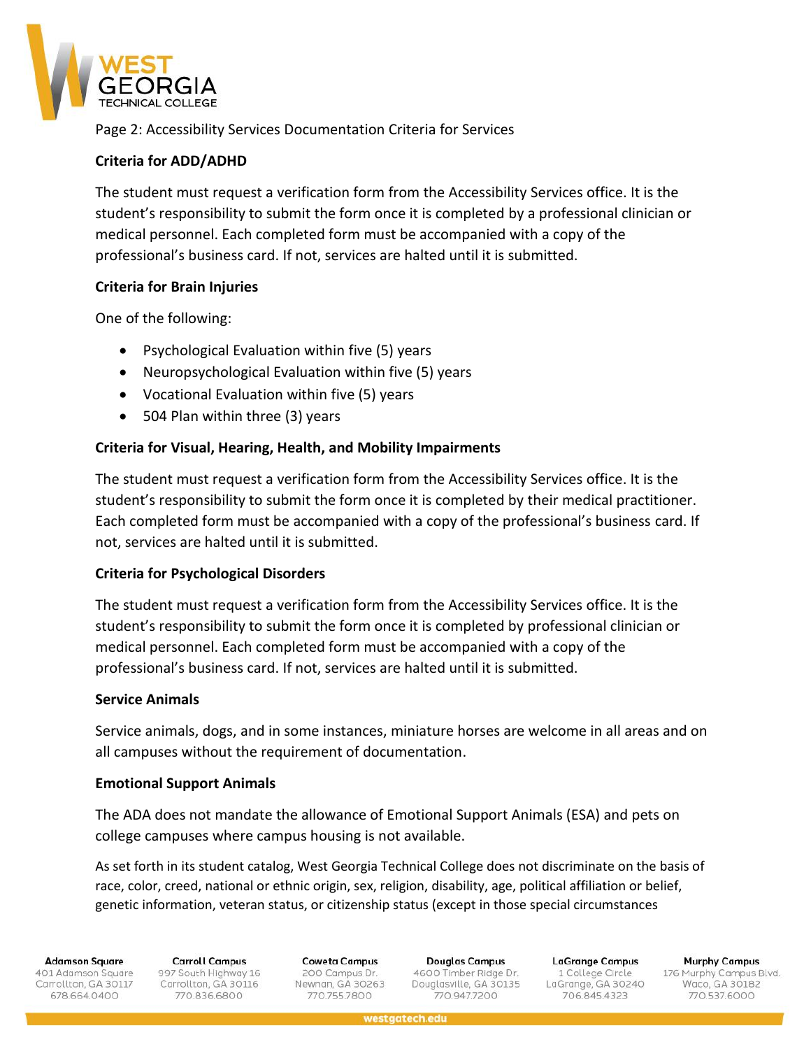Page 2: Accessibility Services Documentation Criteria for Services

**Criteria for ADD/ADHD**

The student must request a verification form from the Accessibility Services office. It is the student's responsibility to submit the form once it is completed by a professional clinician or medical personnel. Each completed form must be accompanied with a copy of the professional's business card. If not, services are halted until it is submitted.

**Criteria for Brain Injuries**

One of the following:

- Psychological Evaluation within five (5) years
- Neuropsychological Evaluation within five (5) years
- Vocational Evaluation within five (5) years
- 504 Plan within three (3) years

**Criteria for Visual, Hearing, Health, and Mobility Impairments**

The student must request a verification form from the Accessibility Services office. It is the student's responsibility to submit the form once it is completed by their medical practitioner. Each completed form must be accompanied with a copy of the professional's business card. If not, services are halted until it is submitted.

**Criteria for Psychological Disorders**

The student must request a verification form from the Accessibility Services office. It is the student's responsibility to submit the form once it is completed by professional clinician or medical personnel. Each completed form must be accompanied with a copy of the professional's business card. If not, services are halted until it is submitted.

**Service Animals**

Service animals, dogs, and in some instances, miniature horses are welcome in all areas and on all campuses without the requirement of documentation.

**Emotional Support Animals**

The ADA does not mandate the allowance of Emotional Support Animals (ESA) and pets on college campuses where campus housing is not available.

As set forth in its student catalog, West Georgia Technical College does not discriminate on the basis of race, color, creed, national or ethnic origin, sex, religion, disability, age, political affiliation or belief, genetic information, veteran status, or citizenship status (except in those special circumstances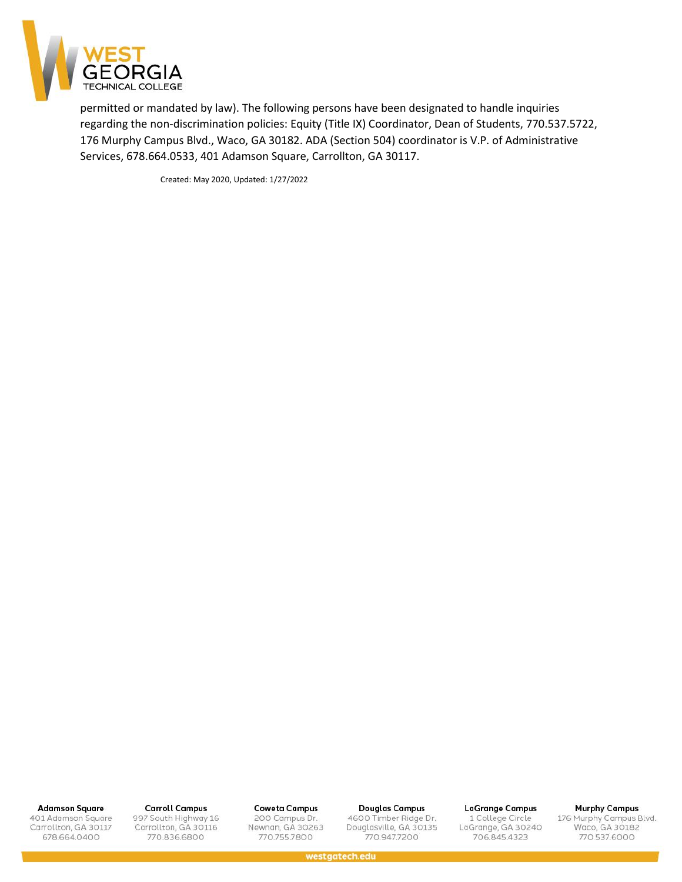permitted or mandated by law). The following persons have been designated to handle inquiries regarding the non-discrimination policies: Equity (Title IX) Coordinator, Dean of Students, 770.537.5722, 176 Murphy Campus Blvd., Waco, GA 30182. ADA (Section 504) coordinator is V.P. of Administrative Services, 678.664.0533, 401 Adamson Square, Carrollton, GA 30117.

Created: May 2020, Updated: 1/27/2022